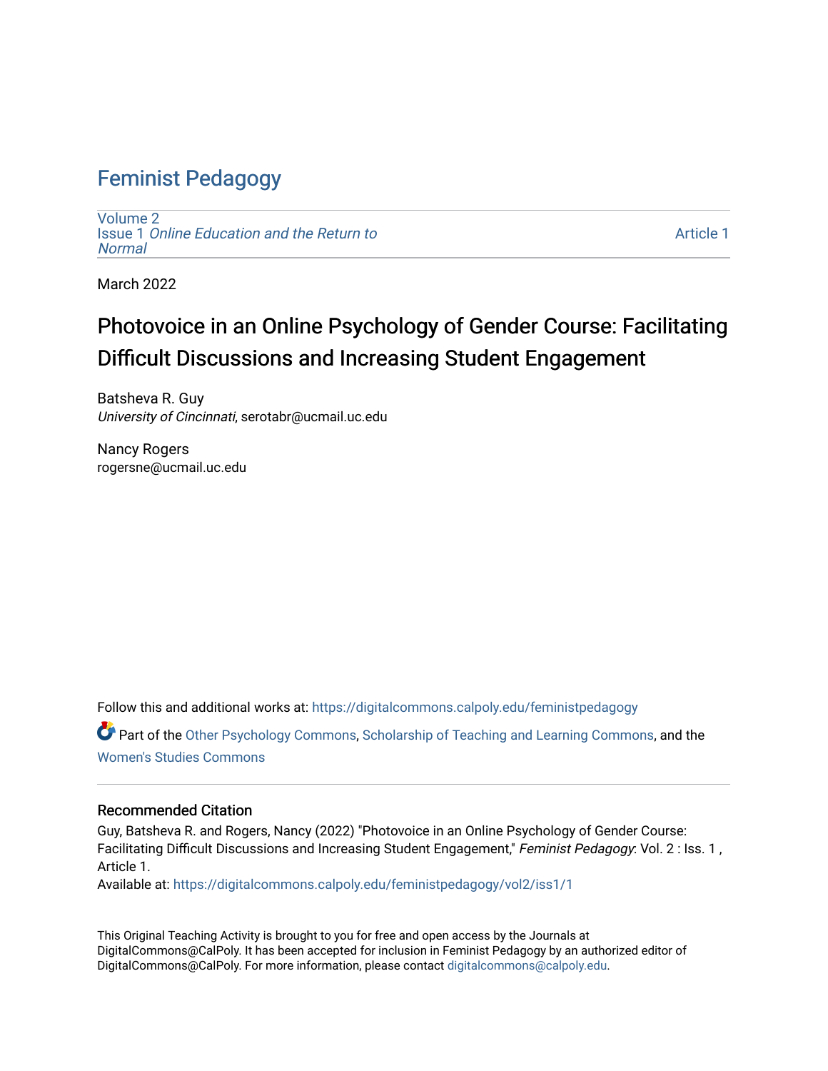# Feminist Pedagogy

Volume 2
Issue 1 *Online Education and the Return to Normal*

Article 1

March 2022

## Photovoice in an Online Psychology of Gender Course: Facilitating Difficult Discussions and Increasing Student Engagement

Batsheva R. Guy
*University of Cincinnati*, serotabr@ucmail.uc.edu

Nancy Rogers
rogersne@ucmail.uc.edu

Follow this and additional works at: https://digitalcommons.calpoly.edu/feministpedagogy

Part of the Other Psychology Commons, Scholarship of Teaching and Learning Commons, and the Women's Studies Commons

### Recommended Citation

Guy, Batsheva R. and Rogers, Nancy (2022) "Photovoice in an Online Psychology of Gender Course: Facilitating Difficult Discussions and Increasing Student Engagement," *Feminist Pedagogy*: Vol. 2 : Iss. 1 , Article 1.
Available at: https://digitalcommons.calpoly.edu/feministpedagogy/vol2/iss1/1

This Original Teaching Activity is brought to you for free and open access by the Journals at DigitalCommons@CalPoly. It has been accepted for inclusion in Feminist Pedagogy by an authorized editor of DigitalCommons@CalPoly. For more information, please contact digitalcommons@calpoly.edu.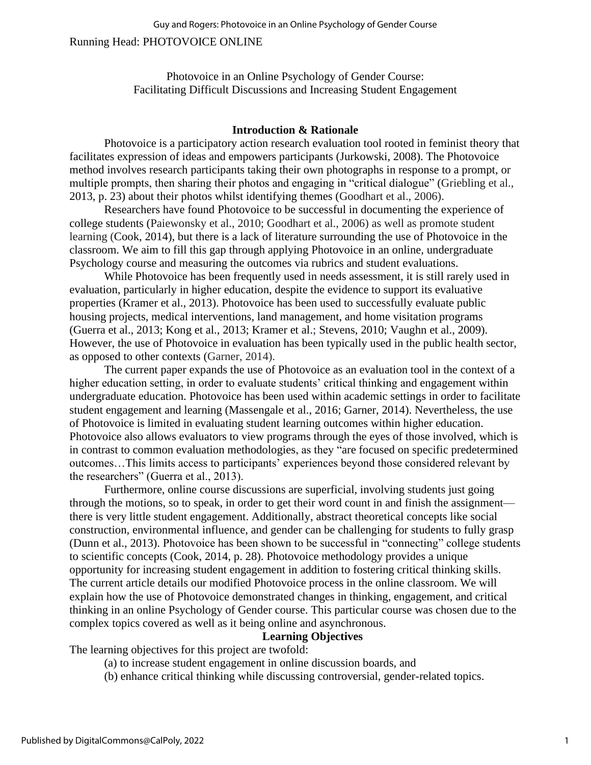Running Head: PHOTOVOICE ONLINE

# Photovoice in an Online Psychology of Gender Course: Facilitating Difficult Discussions and Increasing Student Engagement

## Introduction & Rationale

Photovoice is a participatory action research evaluation tool rooted in feminist theory that facilitates expression of ideas and empowers participants (Jurkowski, 2008). The Photovoice method involves research participants taking their own photographs in response to a prompt, or multiple prompts, then sharing their photos and engaging in "critical dialogue" (Griebling et al., 2013, p. 23) about their photos whilst identifying themes (Goodhart et al., 2006).

Researchers have found Photovoice to be successful in documenting the experience of college students (Paiewonsky et al., 2010; Goodhart et al., 2006) as well as promote student learning (Cook, 2014), but there is a lack of literature surrounding the use of Photovoice in the classroom. We aim to fill this gap through applying Photovoice in an online, undergraduate Psychology course and measuring the outcomes via rubrics and student evaluations.

While Photovoice has been frequently used in needs assessment, it is still rarely used in evaluation, particularly in higher education, despite the evidence to support its evaluative properties (Kramer et al., 2013). Photovoice has been used to successfully evaluate public housing projects, medical interventions, land management, and home visitation programs (Guerra et al., 2013; Kong et al., 2013; Kramer et al.; Stevens, 2010; Vaughn et al., 2009). However, the use of Photovoice in evaluation has been typically used in the public health sector, as opposed to other contexts (Garner, 2014).

The current paper expands the use of Photovoice as an evaluation tool in the context of a higher education setting, in order to evaluate students' critical thinking and engagement within undergraduate education. Photovoice has been used within academic settings in order to facilitate student engagement and learning (Massengale et al., 2016; Garner, 2014). Nevertheless, the use of Photovoice is limited in evaluating student learning outcomes within higher education. Photovoice also allows evaluators to view programs through the eyes of those involved, which is in contrast to common evaluation methodologies, as they "are focused on specific predetermined outcomes…This limits access to participants' experiences beyond those considered relevant by the researchers" (Guerra et al., 2013).

Furthermore, online course discussions are superficial, involving students just going through the motions, so to speak, in order to get their word count in and finish the assignment—there is very little student engagement. Additionally, abstract theoretical concepts like social construction, environmental influence, and gender can be challenging for students to fully grasp (Dunn et al., 2013). Photovoice has been shown to be successful in "connecting" college students to scientific concepts (Cook, 2014, p. 28). Photovoice methodology provides a unique opportunity for increasing student engagement in addition to fostering critical thinking skills. The current article details our modified Photovoice process in the online classroom. We will explain how the use of Photovoice demonstrated changes in thinking, engagement, and critical thinking in an online Psychology of Gender course. This particular course was chosen due to the complex topics covered as well as it being online and asynchronous.

## Learning Objectives

The learning objectives for this project are twofold:

(a) to increase student engagement in online discussion boards, and

(b) enhance critical thinking while discussing controversial, gender-related topics.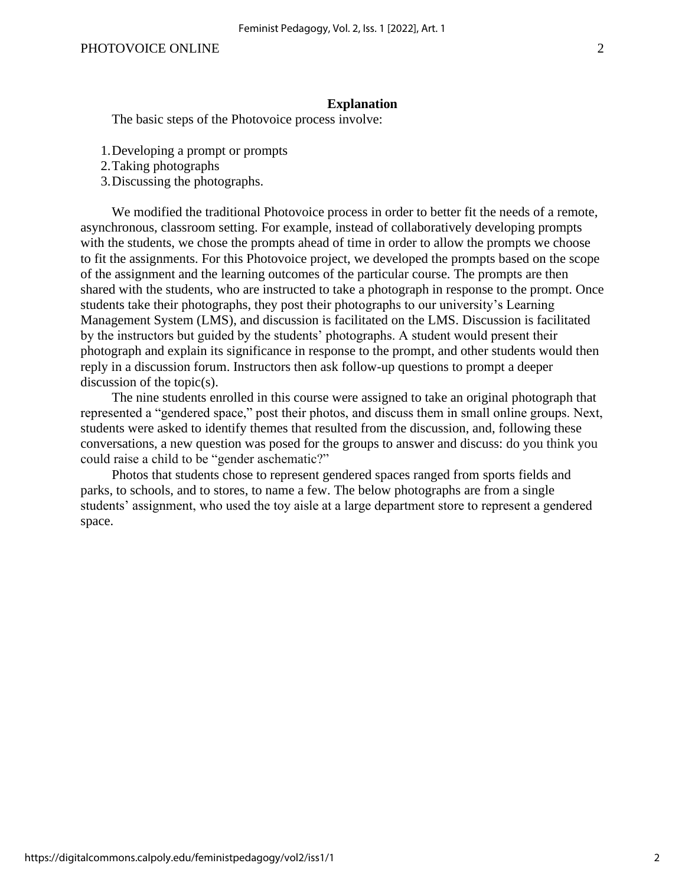## Explanation

The basic steps of the Photovoice process involve:

1. Developing a prompt or prompts
2. Taking photographs
3. Discussing the photographs.

We modified the traditional Photovoice process in order to better fit the needs of a remote, asynchronous, classroom setting. For example, instead of collaboratively developing prompts with the students, we chose the prompts ahead of time in order to allow the prompts we choose to fit the assignments. For this Photovoice project, we developed the prompts based on the scope of the assignment and the learning outcomes of the particular course. The prompts are then shared with the students, who are instructed to take a photograph in response to the prompt. Once students take their photographs, they post their photographs to our university's Learning Management System (LMS), and discussion is facilitated on the LMS. Discussion is facilitated by the instructors but guided by the students' photographs. A student would present their photograph and explain its significance in response to the prompt, and other students would then reply in a discussion forum. Instructors then ask follow-up questions to prompt a deeper discussion of the topic(s).

The nine students enrolled in this course were assigned to take an original photograph that represented a "gendered space," post their photos, and discuss them in small online groups. Next, students were asked to identify themes that resulted from the discussion, and, following these conversations, a new question was posed for the groups to answer and discuss: do you think you could raise a child to be "gender aschematic?"

Photos that students chose to represent gendered spaces ranged from sports fields and parks, to schools, and to stores, to name a few. The below photographs are from a single students' assignment, who used the toy aisle at a large department store to represent a gendered space.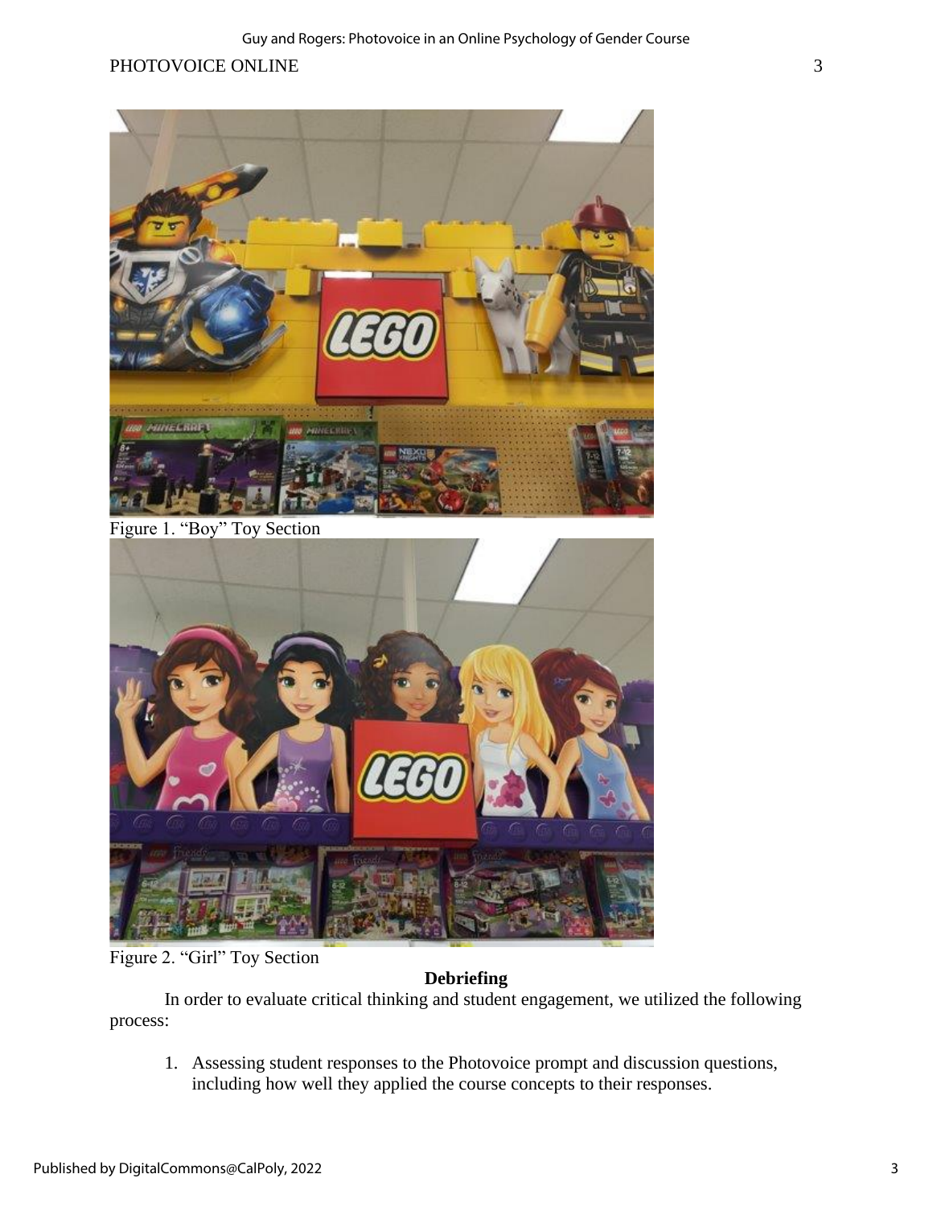Figure 1. “Boy” Toy Section

Figure 2. “Girl” Toy Section

## Debriefing

In order to evaluate critical thinking and student engagement, we utilized the following process:

1. Assessing student responses to the Photovoice prompt and discussion questions, including how well they applied the course concepts to their responses.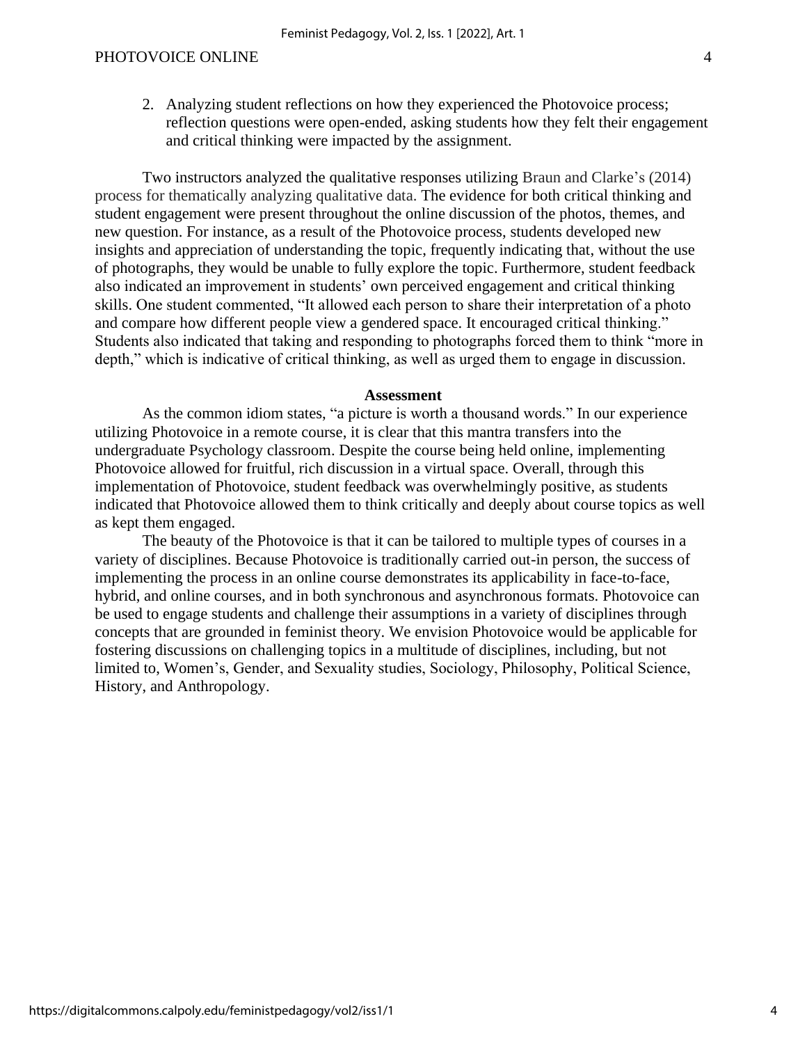2. Analyzing student reflections on how they experienced the Photovoice process; reflection questions were open-ended, asking students how they felt their engagement and critical thinking were impacted by the assignment.

Two instructors analyzed the qualitative responses utilizing Braun and Clarke's (2014) process for thematically analyzing qualitative data. The evidence for both critical thinking and student engagement were present throughout the online discussion of the photos, themes, and new question. For instance, as a result of the Photovoice process, students developed new insights and appreciation of understanding the topic, frequently indicating that, without the use of photographs, they would be unable to fully explore the topic. Furthermore, student feedback also indicated an improvement in students' own perceived engagement and critical thinking skills. One student commented, "It allowed each person to share their interpretation of a photo and compare how different people view a gendered space. It encouraged critical thinking." Students also indicated that taking and responding to photographs forced them to think "more in depth," which is indicative of critical thinking, as well as urged them to engage in discussion.

## Assessment

As the common idiom states, "a picture is worth a thousand words." In our experience utilizing Photovoice in a remote course, it is clear that this mantra transfers into the undergraduate Psychology classroom. Despite the course being held online, implementing Photovoice allowed for fruitful, rich discussion in a virtual space. Overall, through this implementation of Photovoice, student feedback was overwhelmingly positive, as students indicated that Photovoice allowed them to think critically and deeply about course topics as well as kept them engaged.

The beauty of the Photovoice is that it can be tailored to multiple types of courses in a variety of disciplines. Because Photovoice is traditionally carried out-in person, the success of implementing the process in an online course demonstrates its applicability in face-to-face, hybrid, and online courses, and in both synchronous and asynchronous formats. Photovoice can be used to engage students and challenge their assumptions in a variety of disciplines through concepts that are grounded in feminist theory. We envision Photovoice would be applicable for fostering discussions on challenging topics in a multitude of disciplines, including, but not limited to, Women's, Gender, and Sexuality studies, Sociology, Philosophy, Political Science, History, and Anthropology.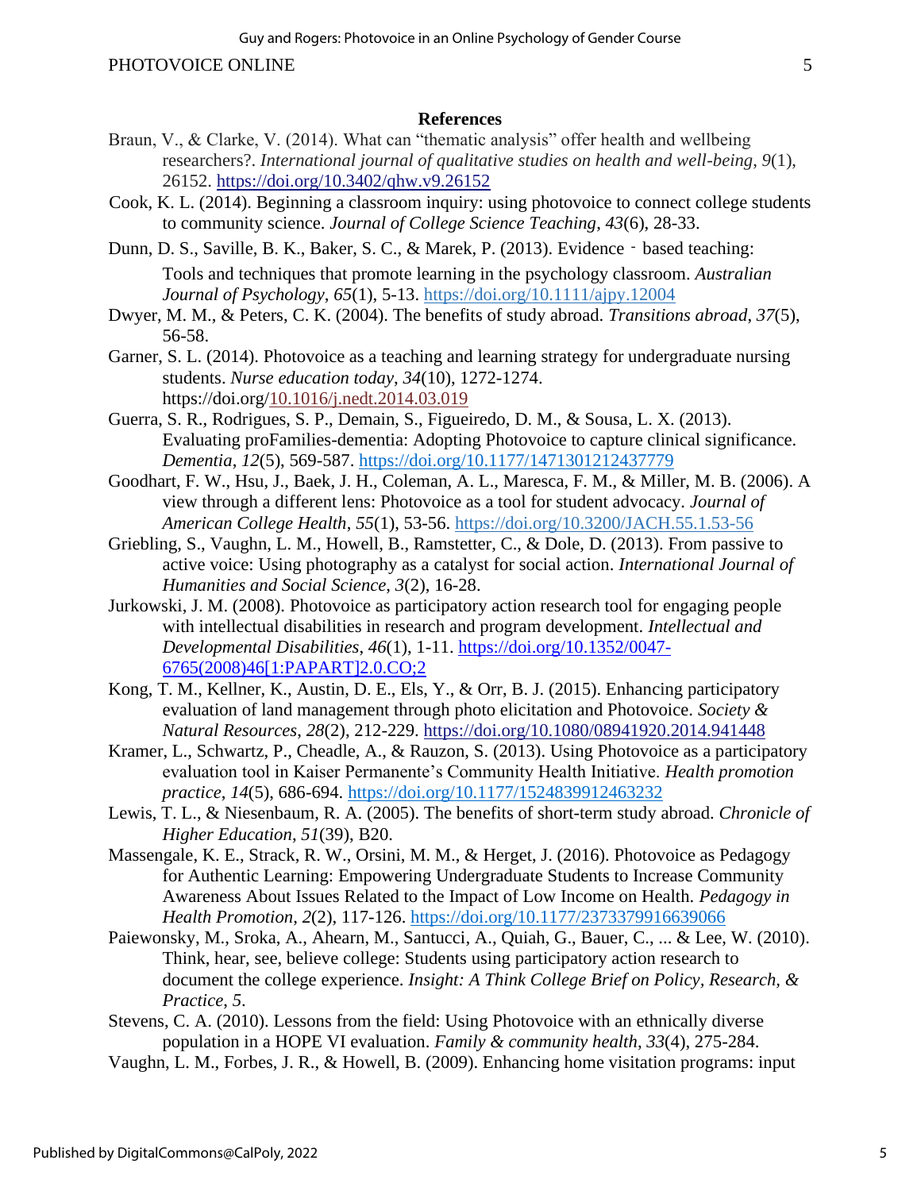## References

Braun, V., & Clarke, V. (2014). What can "thematic analysis" offer health and wellbeing researchers?. *International journal of qualitative studies on health and well-being*, *9*(1), 26152. https://doi.org/10.3402/qhw.v9.26152

Cook, K. L. (2014). Beginning a classroom inquiry: using photovoice to connect college students to community science. *Journal of College Science Teaching*, *43*(6), 28-33.

Dunn, D. S., Saville, B. K., Baker, S. C., & Marek, P. (2013). Evidence‐based teaching: Tools and techniques that promote learning in the psychology classroom. *Australian Journal of Psychology*, *65*(1), 5-13. https://doi.org/10.1111/ajpy.12004

Dwyer, M. M., & Peters, C. K. (2004). The benefits of study abroad. *Transitions abroad*, *37*(5), 56-58.

Garner, S. L. (2014). Photovoice as a teaching and learning strategy for undergraduate nursing students. *Nurse education today*, *34*(10), 1272-1274. https://doi.org/10.1016/j.nedt.2014.03.019

Guerra, S. R., Rodrigues, S. P., Demain, S., Figueiredo, D. M., & Sousa, L. X. (2013). Evaluating proFamilies-dementia: Adopting Photovoice to capture clinical significance. *Dementia*, *12*(5), 569-587. https://doi.org/10.1177/1471301212437779

Goodhart, F. W., Hsu, J., Baek, J. H., Coleman, A. L., Maresca, F. M., & Miller, M. B. (2006). A view through a different lens: Photovoice as a tool for student advocacy. *Journal of American College Health*, *55*(1), 53-56. https://doi.org/10.3200/JACH.55.1.53-56

Griebling, S., Vaughn, L. M., Howell, B., Ramstetter, C., & Dole, D. (2013). From passive to active voice: Using photography as a catalyst for social action. *International Journal of Humanities and Social Science*, *3*(2), 16-28.

Jurkowski, J. M. (2008). Photovoice as participatory action research tool for engaging people with intellectual disabilities in research and program development. *Intellectual and Developmental Disabilities*, *46*(1), 1-11. https://doi.org/10.1352/0047-6765(2008)46[1:PAPART]2.0.CO;2

Kong, T. M., Kellner, K., Austin, D. E., Els, Y., & Orr, B. J. (2015). Enhancing participatory evaluation of land management through photo elicitation and Photovoice. *Society & Natural Resources*, *28*(2), 212-229. https://doi.org/10.1080/08941920.2014.941448

Kramer, L., Schwartz, P., Cheadle, A., & Rauzon, S. (2013). Using Photovoice as a participatory evaluation tool in Kaiser Permanente's Community Health Initiative. *Health promotion practice*, *14*(5), 686-694. https://doi.org/10.1177/1524839912463232

Lewis, T. L., & Niesenbaum, R. A. (2005). The benefits of short-term study abroad. *Chronicle of Higher Education*, *51*(39), B20.

Massengale, K. E., Strack, R. W., Orsini, M. M., & Herget, J. (2016). Photovoice as Pedagogy for Authentic Learning: Empowering Undergraduate Students to Increase Community Awareness About Issues Related to the Impact of Low Income on Health. *Pedagogy in Health Promotion*, *2*(2), 117-126. https://doi.org/10.1177/2373379916639066

Paiewonsky, M., Sroka, A., Ahearn, M., Santucci, A., Quiah, G., Bauer, C., ... & Lee, W. (2010). Think, hear, see, believe college: Students using participatory action research to document the college experience. *Insight: A Think College Brief on Policy, Research, & Practice*, *5*.

Stevens, C. A. (2010). Lessons from the field: Using Photovoice with an ethnically diverse population in a HOPE VI evaluation. *Family & community health*, *33*(4), 275-284.

Vaughn, L. M., Forbes, J. R., & Howell, B. (2009). Enhancing home visitation programs: input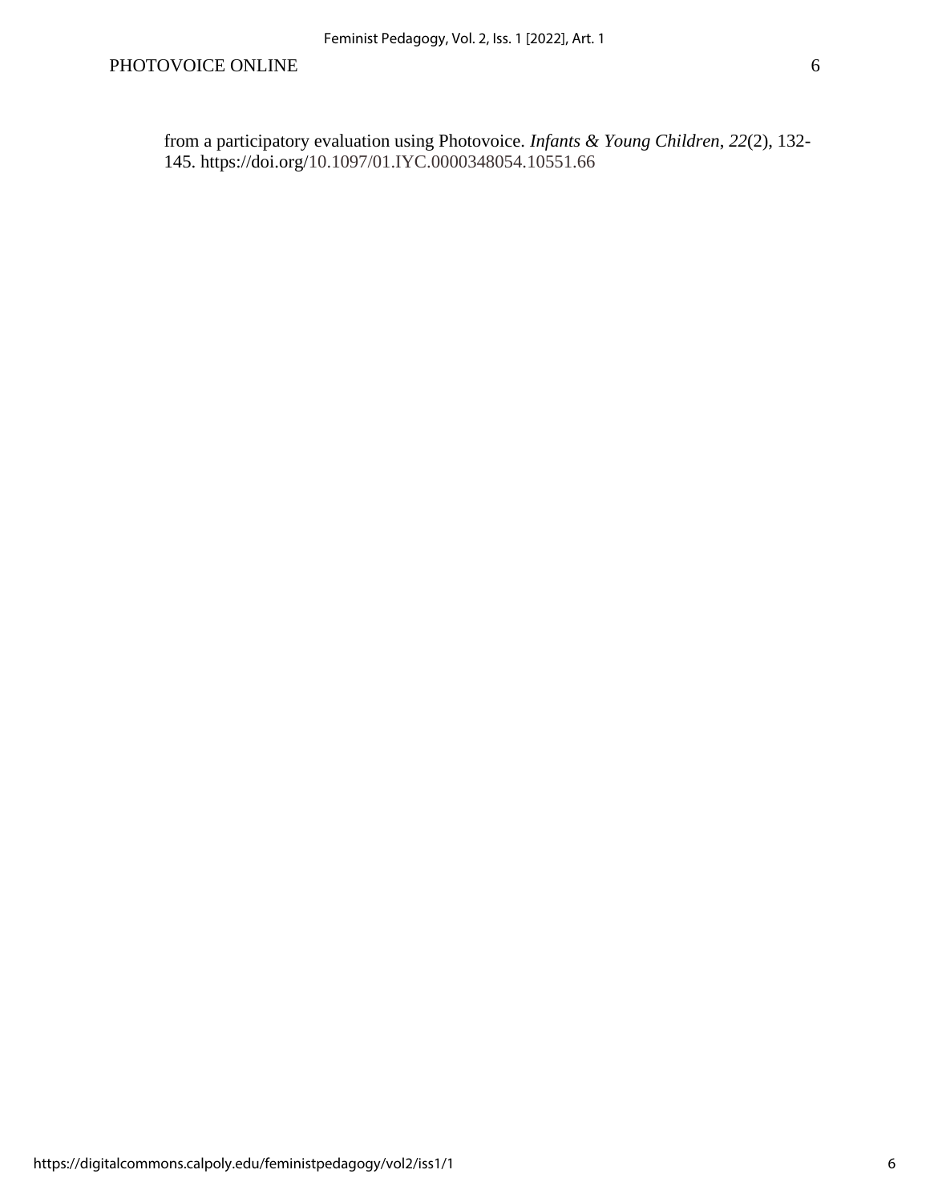from a participatory evaluation using Photovoice. *Infants & Young Children*, *22*(2), 132-145. https://doi.org/10.1097/01.IYC.0000348054.10551.66